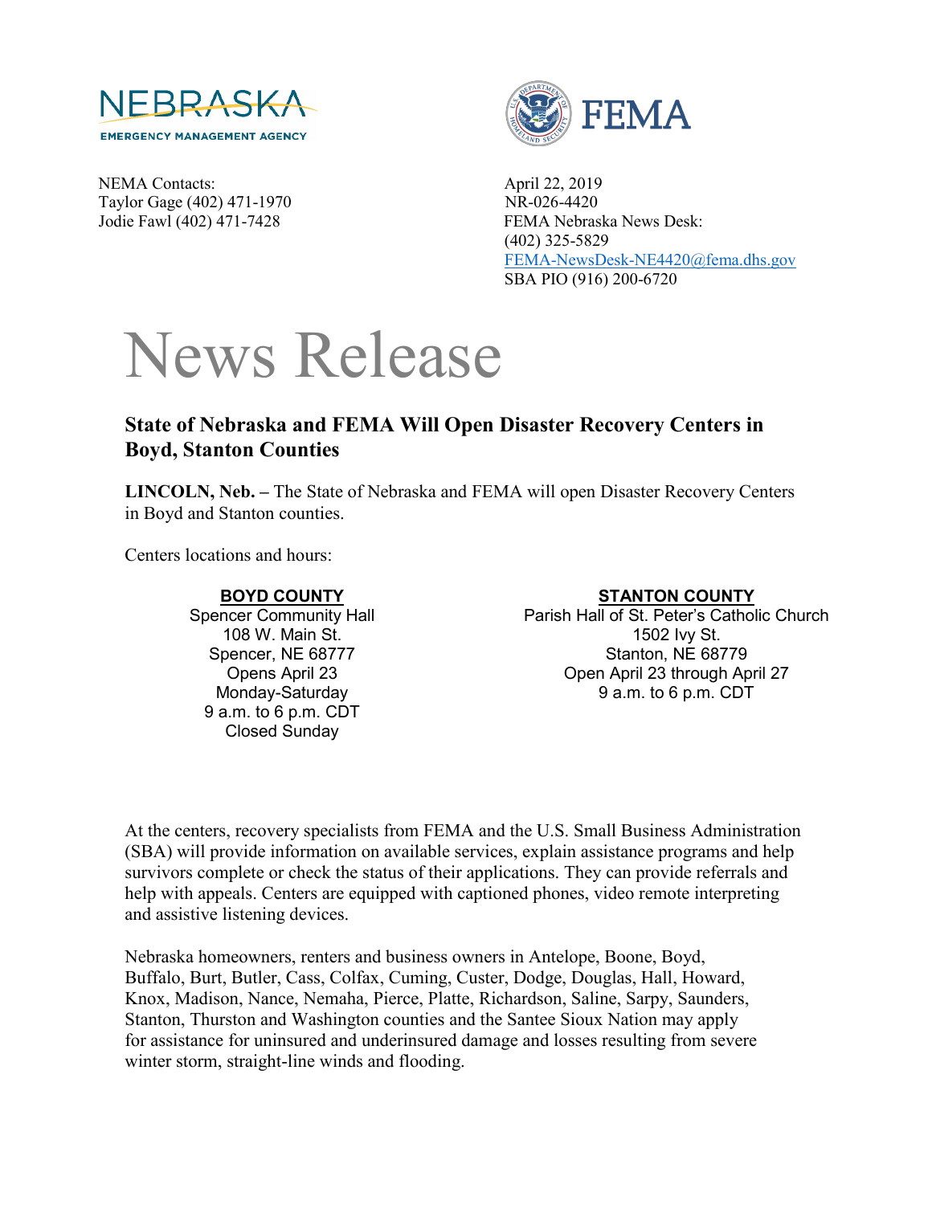NEBRASKA EMERGENCY MANAGEMENT AGENCY

FEMA

NEMA Contacts:
Taylor Gage (402) 471-1970
Jodie Fawl (402) 471-7428

April 22, 2019
NR-026-4420
FEMA Nebraska News Desk:
(402) 325-5829
FEMA-NewsDesk-NE4420@fema.dhs.gov
SBA PIO (916) 200-6720

# News Release

## State of Nebraska and FEMA Will Open Disaster Recovery Centers in Boyd, Stanton Counties

**LINCOLN, Neb. –** The State of Nebraska and FEMA will open Disaster Recovery Centers in Boyd and Stanton counties.

Centers locations and hours:

**BOYD COUNTY**
Spencer Community Hall
108 W. Main St.
Spencer, NE 68777
Opens April 23
Monday-Saturday
9 a.m. to 6 p.m. CDT
Closed Sunday

**STANTON COUNTY**
Parish Hall of St. Peter's Catholic Church
1502 Ivy St.
Stanton, NE 68779
Open April 23 through April 27
9 a.m. to 6 p.m. CDT

At the centers, recovery specialists from FEMA and the U.S. Small Business Administration (SBA) will provide information on available services, explain assistance programs and help survivors complete or check the status of their applications. They can provide referrals and help with appeals. Centers are equipped with captioned phones, video remote interpreting and assistive listening devices.

Nebraska homeowners, renters and business owners in Antelope, Boone, Boyd, Buffalo, Burt, Butler, Cass, Colfax, Cuming, Custer, Dodge, Douglas, Hall, Howard, Knox, Madison, Nance, Nemaha, Pierce, Platte, Richardson, Saline, Sarpy, Saunders, Stanton, Thurston and Washington counties and the Santee Sioux Nation may apply for assistance for uninsured and underinsured damage and losses resulting from severe winter storm, straight-line winds and flooding.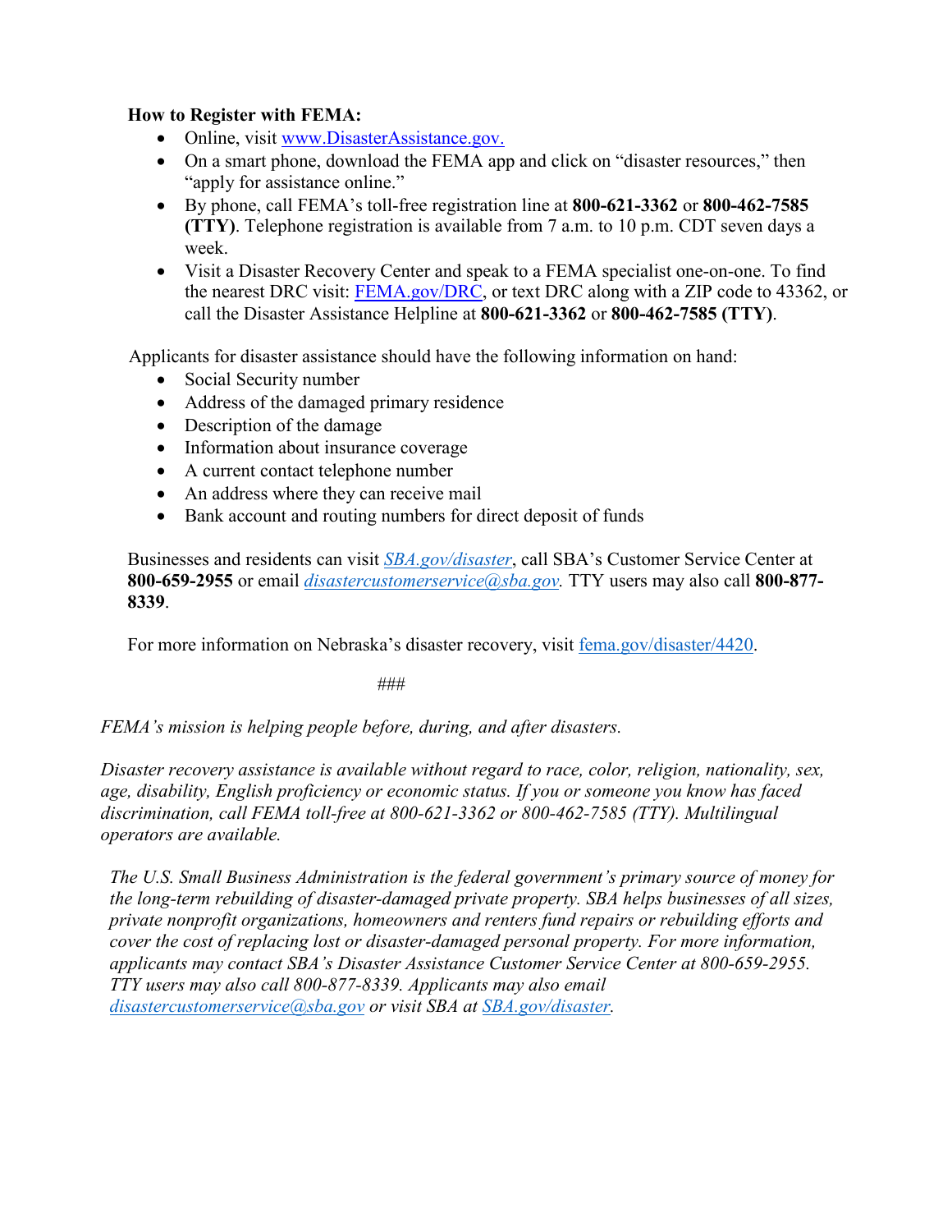**How to Register with FEMA:**

- Online, visit www.DisasterAssistance.gov.
- On a smart phone, download the FEMA app and click on "disaster resources," then "apply for assistance online."
- By phone, call FEMA's toll-free registration line at **800-621-3362** or **800-462-7585 (TTY)**. Telephone registration is available from 7 a.m. to 10 p.m. CDT seven days a week.
- Visit a Disaster Recovery Center and speak to a FEMA specialist one-on-one. To find the nearest DRC visit: FEMA.gov/DRC, or text DRC along with a ZIP code to 43362, or call the Disaster Assistance Helpline at **800-621-3362** or **800-462-7585 (TTY)**.

Applicants for disaster assistance should have the following information on hand:

- Social Security number
- Address of the damaged primary residence
- Description of the damage
- Information about insurance coverage
- A current contact telephone number
- An address where they can receive mail
- Bank account and routing numbers for direct deposit of funds

Businesses and residents can visit *SBA.gov/disaster*, call SBA's Customer Service Center at **800-659-2955** or email *disastercustomerservice@sba.gov.* TTY users may also call **800-877-8339**.

For more information on Nebraska's disaster recovery, visit fema.gov/disaster/4420.

###

*FEMA's mission is helping people before, during, and after disasters.*

*Disaster recovery assistance is available without regard to race, color, religion, nationality, sex, age, disability, English proficiency or economic status. If you or someone you know has faced discrimination, call FEMA toll-free at 800-621-3362 or 800-462-7585 (TTY). Multilingual operators are available.*

*The U.S. Small Business Administration is the federal government's primary source of money for the long-term rebuilding of disaster-damaged private property. SBA helps businesses of all sizes, private nonprofit organizations, homeowners and renters fund repairs or rebuilding efforts and cover the cost of replacing lost or disaster-damaged personal property. For more information, applicants may contact SBA's Disaster Assistance Customer Service Center at 800-659-2955. TTY users may also call 800-877-8339. Applicants may also email disastercustomerservice@sba.gov or visit SBA at SBA.gov/disaster.*